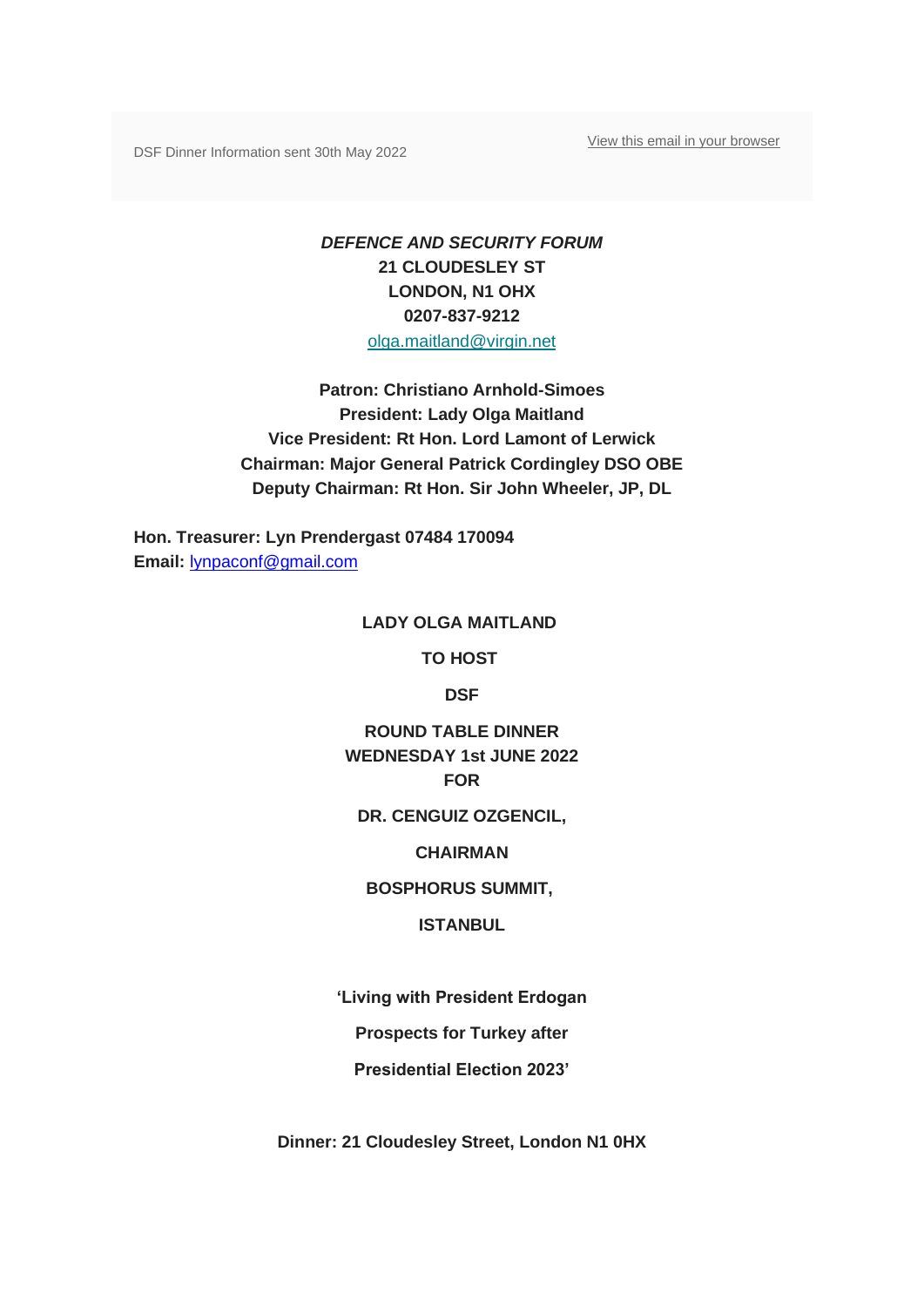DSF Dinner Information sent 30th May 2022

View this email in your browser

***DEFENCE AND SECURITY FORUM***
**21 CLOUDESLEY ST**
**LONDON, N1 OHX**
**0207-837-9212**
olga.maitland@virgin.net

**Patron: Christiano Arnhold-Simoes**
**President: Lady Olga Maitland**
**Vice President: Rt Hon. Lord Lamont of Lerwick**
**Chairman: Major General Patrick Cordingley DSO OBE**
**Deputy Chairman: Rt Hon. Sir John Wheeler, JP, DL**

**Hon. Treasurer: Lyn Prendergast 07484 170094**
**Email:** lynpaconf@gmail.com

**LADY OLGA MAITLAND**

**TO HOST**

**DSF**

**ROUND TABLE DINNER**
**WEDNESDAY 1st JUNE 2022**
**FOR**

**DR. CENGUIZ OZGENCIL,**

**CHAIRMAN**

**BOSPHORUS SUMMIT,**

**ISTANBUL**

**'Living with President Erdogan**

**Prospects for Turkey after**

**Presidential Election 2023'**

**Dinner: 21 Cloudesley Street, London N1 0HX**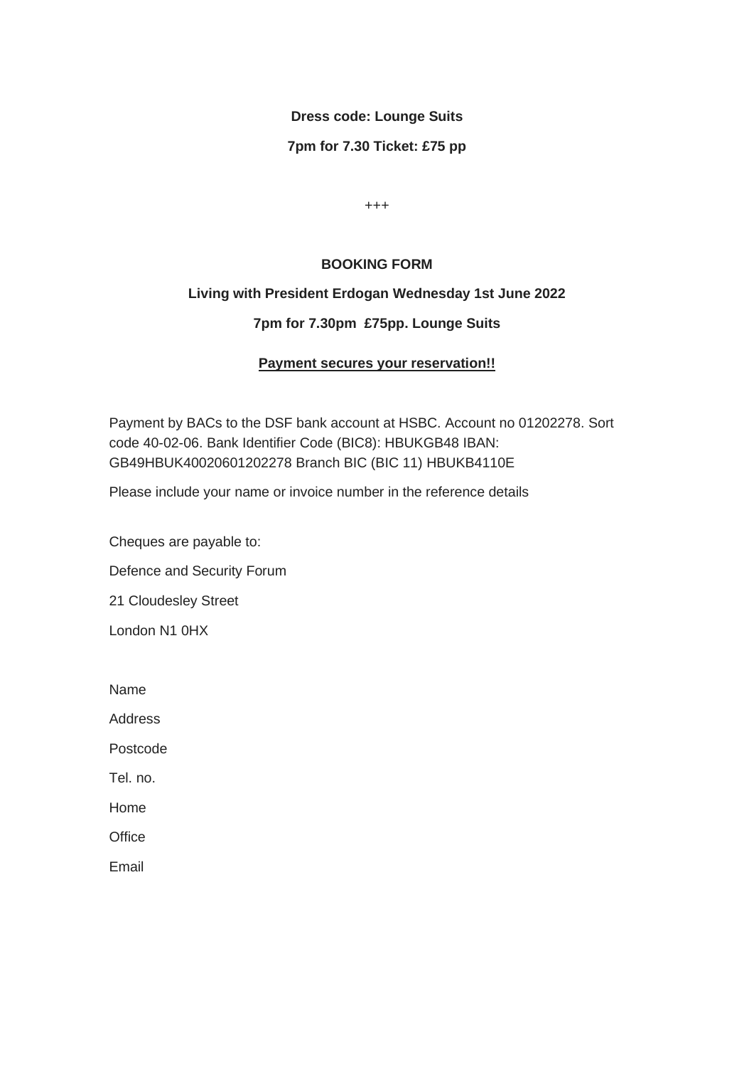**Dress code: Lounge Suits**

**7pm for 7.30 Ticket: £75 pp**

+++

**BOOKING FORM**

**Living with President Erdogan Wednesday 1st June 2022**

**7pm for 7.30pm £75pp. Lounge Suits**

**<u>Payment secures your reservation!!</u>**

Payment by BACs to the DSF bank account at HSBC. Account no 01202278. Sort code 40-02-06. Bank Identifier Code (BIC8): HBUKGB48 IBAN: GB49HBUK40020601202278 Branch BIC (BIC 11) HBUKB4110E

Please include your name or invoice number in the reference details

Cheques are payable to:

Defence and Security Forum

21 Cloudesley Street

London N1 0HX

Name

Address

Postcode

Tel. no.

Home

Office

Email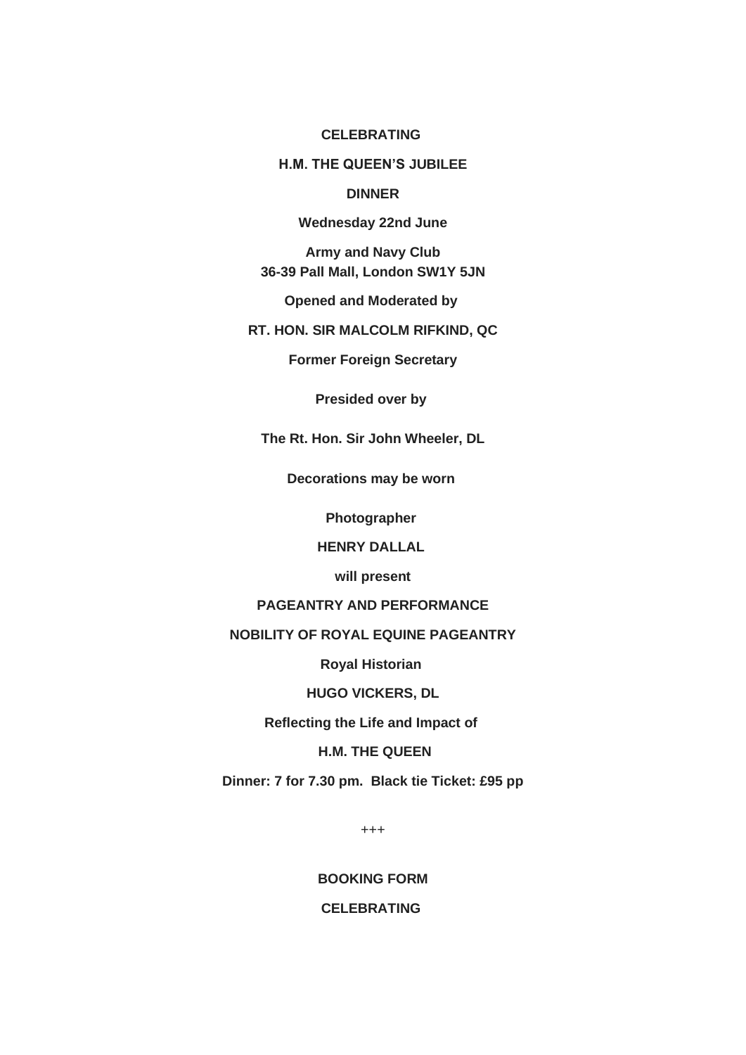**CELEBRATING**

**H.M. THE QUEEN'S JUBILEE**

**DINNER**

**Wednesday 22nd June**

**Army and Navy Club**
**36-39 Pall Mall, London SW1Y 5JN**

**Opened and Moderated by**

**RT. HON. SIR MALCOLM RIFKIND, QC**

**Former Foreign Secretary**

**Presided over by**

**The Rt. Hon. Sir John Wheeler, DL**

**Decorations may be worn**

**Photographer**

**HENRY DALLAL**

**will present**

**PAGEANTRY AND PERFORMANCE**

**NOBILITY OF ROYAL EQUINE PAGEANTRY**

**Royal Historian**

**HUGO VICKERS, DL**

**Reflecting the Life and Impact of**

**H.M. THE QUEEN**

**Dinner: 7 for 7.30 pm. Black tie Ticket: £95 pp**

+++

**BOOKING FORM**

**CELEBRATING**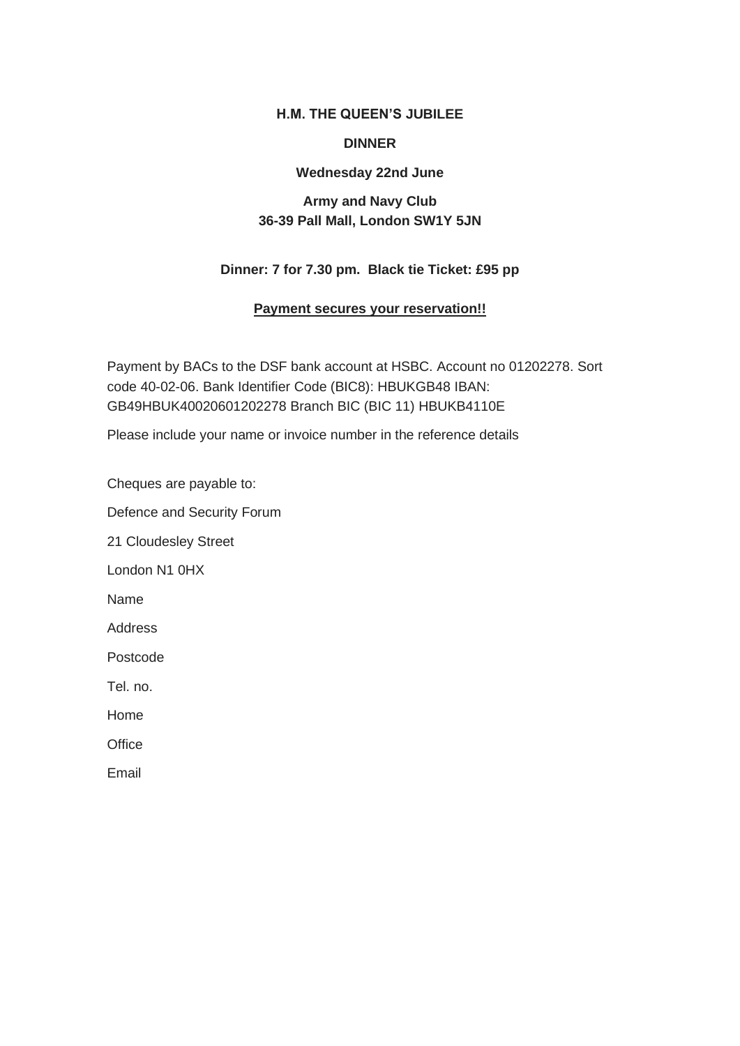**H.M. THE QUEEN'S JUBILEE**

**DINNER**

**Wednesday 22nd June**

**Army and Navy Club**
**36-39 Pall Mall, London SW1Y 5JN**

**Dinner: 7 for 7.30 pm. Black tie Ticket: £95 pp**

**Payment secures your reservation!!**

Payment by BACs to the DSF bank account at HSBC. Account no 01202278. Sort code 40-02-06. Bank Identifier Code (BIC8): HBUKGB48 IBAN: GB49HBUK40020601202278 Branch BIC (BIC 11) HBUKB4110E

Please include your name or invoice number in the reference details

Cheques are payable to:

Defence and Security Forum

21 Cloudesley Street

London N1 0HX

Name

Address

Postcode

Tel. no.

Home

Office

Email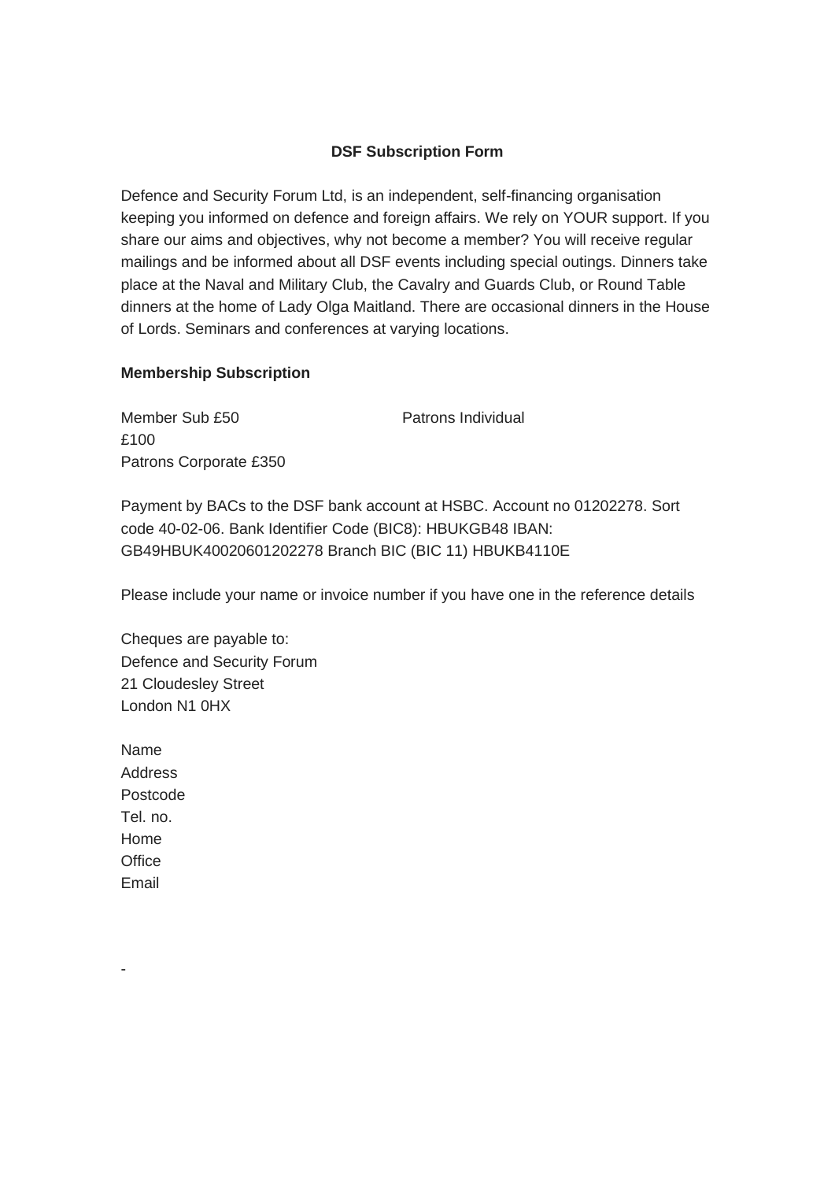**DSF Subscription Form**

Defence and Security Forum Ltd, is an independent, self-financing organisation keeping you informed on defence and foreign affairs. We rely on YOUR support. If you share our aims and objectives, why not become a member? You will receive regular mailings and be informed about all DSF events including special outings. Dinners take place at the Naval and Military Club, the Cavalry and Guards Club, or Round Table dinners at the home of Lady Olga Maitland. There are occasional dinners in the House of Lords. Seminars and conferences at varying locations.

**Membership Subscription**

Member Sub £50 Patrons Individual £100
Patrons Corporate £350

Payment by BACs to the DSF bank account at HSBC. Account no 01202278. Sort code 40-02-06. Bank Identifier Code (BIC8): HBUKGB48 IBAN: GB49HBUK40020601202278 Branch BIC (BIC 11) HBUKB4110E

Please include your name or invoice number if you have one in the reference details

Cheques are payable to:
Defence and Security Forum
21 Cloudesley Street
London N1 0HX

Name
Address
Postcode
Tel. no.
Home
Office
Email

-